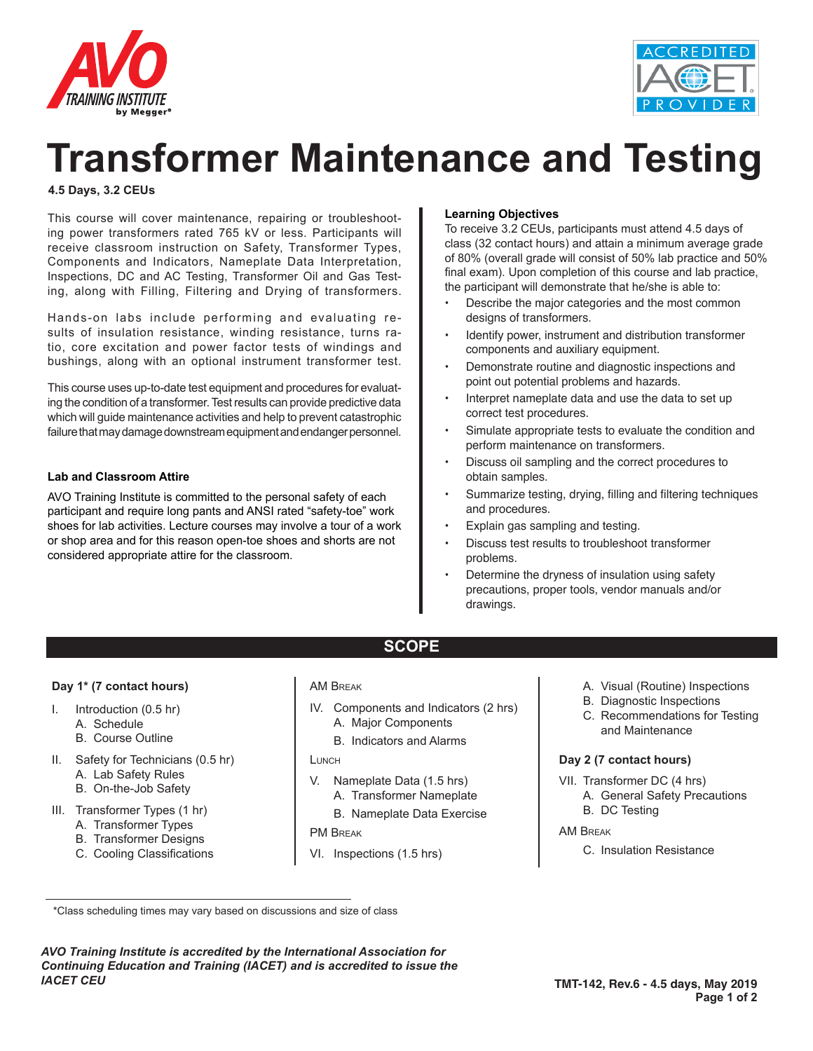# Transformer Maintenance and Testing

**4.5 Days, 3.2 CEUs**

This course will cover maintenance, repairing or troubleshooting power transformers rated 765 kV or less. Participants will receive classroom instruction on Safety, Transformer Types, Components and Indicators, Nameplate Data Interpretation, Inspections, DC and AC Testing, Transformer Oil and Gas Testing, along with Filling, Filtering and Drying of transformers.

Hands-on labs include performing and evaluating results of insulation resistance, winding resistance, turns ratio, core excitation and power factor tests of windings and bushings, along with an optional instrument transformer test.

This course uses up-to-date test equipment and procedures for evaluating the condition of a transformer. Test results can provide predictive data which will guide maintenance activities and help to prevent catastrophic failure that may damage downstream equipment and endanger personnel.

**Lab and Classroom Attire**

AVO Training Institute is committed to the personal safety of each participant and require long pants and ANSI rated "safety-toe" work shoes for lab activities. Lecture courses may involve a tour of a work or shop area and for this reason open-toe shoes and shorts are not considered appropriate attire for the classroom.

**Learning Objectives**

To receive 3.2 CEUs, participants must attend 4.5 days of class (32 contact hours) and attain a minimum average grade of 80% (overall grade will consist of 50% lab practice and 50% final exam). Upon completion of this course and lab practice, the participant will demonstrate that he/she is able to:

- Describe the major categories and the most common designs of transformers.
- Identify power, instrument and distribution transformer components and auxiliary equipment.
- Demonstrate routine and diagnostic inspections and point out potential problems and hazards.
- Interpret nameplate data and use the data to set up correct test procedures.
- Simulate appropriate tests to evaluate the condition and perform maintenance on transformers.
- Discuss oil sampling and the correct procedures to obtain samples.
- Summarize testing, drying, filling and filtering techniques and procedures.
- Explain gas sampling and testing.
- Discuss test results to troubleshoot transformer problems.
- Determine the dryness of insulation using safety precautions, proper tools, vendor manuals and/or drawings.

## SCOPE

**Day 1* (7 contact hours)**

I. Introduction (0.5 hr)
  A. Schedule
  B. Course Outline

II. Safety for Technicians (0.5 hr)
  A. Lab Safety Rules
  B. On-the-Job Safety

III. Transformer Types (1 hr)
  A. Transformer Types
  B. Transformer Designs
  C. Cooling Classifications

AM Break

IV. Components and Indicators (2 hrs)
  A. Major Components
  B. Indicators and Alarms

Lunch

V. Nameplate Data (1.5 hrs)
  A. Transformer Nameplate
  B. Nameplate Data Exercise

PM Break

VI. Inspections (1.5 hrs)
  A. Visual (Routine) Inspections
  B. Diagnostic Inspections
  C. Recommendations for Testing and Maintenance

**Day 2 (7 contact hours)**

VII. Transformer DC (4 hrs)
  A. General Safety Precautions
  B. DC Testing

AM Break

  C. Insulation Resistance

*Class scheduling times may vary based on discussions and size of class

*AVO Training Institute is accredited by the International Association for Continuing Education and Training (IACET) and is accredited to issue the IACET CEU*

**TMT-142, Rev.6 - 4.5 days, May 2019**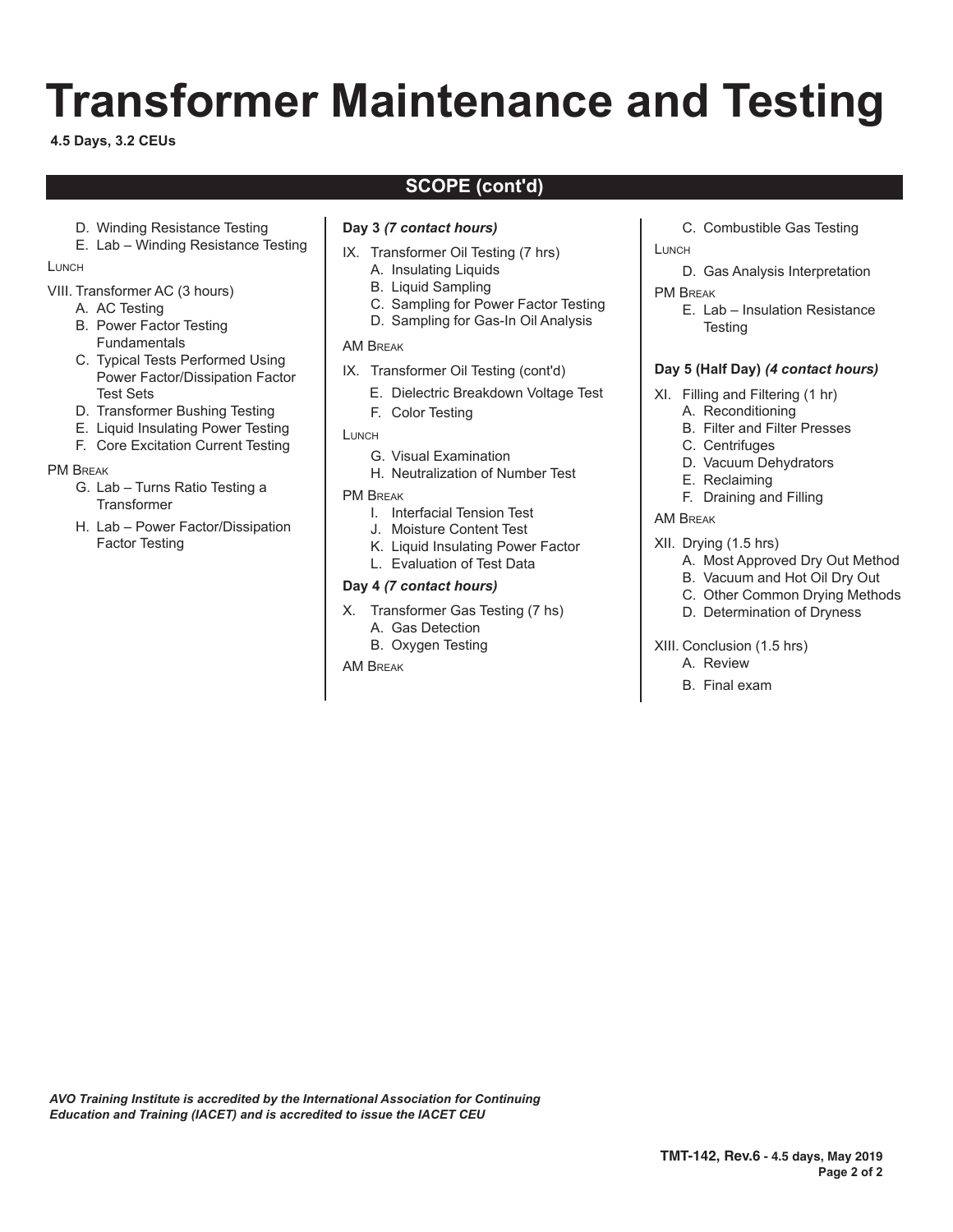# Transformer Maintenance and Testing

**4.5 Days, 3.2 CEUs**

## SCOPE (cont'd)

- D. Winding Resistance Testing
- E. Lab – Winding Resistance Testing

Lunch

VIII. Transformer AC (3 hours)

- A. AC Testing
- B. Power Factor Testing Fundamentals
- C. Typical Tests Performed Using Power Factor/Dissipation Factor Test Sets
- D. Transformer Bushing Testing
- E. Liquid Insulating Power Testing
- F. Core Excitation Current Testing

PM Break

- G. Lab – Turns Ratio Testing a Transformer
- H. Lab – Power Factor/Dissipation Factor Testing

**Day 3** ***(7 contact hours)***

IX. Transformer Oil Testing (7 hrs)

- A. Insulating Liquids
- B. Liquid Sampling
- C. Sampling for Power Factor Testing
- D. Sampling for Gas-In Oil Analysis

AM Break

IX. Transformer Oil Testing (cont'd)

- E. Dielectric Breakdown Voltage Test
- F. Color Testing

Lunch

- G. Visual Examination
- H. Neutralization of Number Test

PM Break

- I. Interfacial Tension Test
- J. Moisture Content Test
- K. Liquid Insulating Power Factor
- L. Evaluation of Test Data

**Day 4** ***(7 contact hours)***

X. Transformer Gas Testing (7 hs)

- A. Gas Detection
- B. Oxygen Testing

AM Break

- C. Combustible Gas Testing

Lunch

- D. Gas Analysis Interpretation

PM Break

- E. Lab – Insulation Resistance Testing

**Day 5 (Half Day)** ***(4 contact hours)***

XI. Filling and Filtering (1 hr)

- A. Reconditioning
- B. Filter and Filter Presses
- C. Centrifuges
- D. Vacuum Dehydrators
- E. Reclaiming
- F. Draining and Filling

AM Break

XII. Drying (1.5 hrs)

- A. Most Approved Dry Out Method
- B. Vacuum and Hot Oil Dry Out
- C. Other Common Drying Methods
- D. Determination of Dryness

XIII. Conclusion (1.5 hrs)

- A. Review
- B. Final exam

*AVO Training Institute is accredited by the International Association for Continuing Education and Training (IACET) and is accredited to issue the IACET CEU*

**TMT-142, Rev.6 - 4.5 days, May 2019**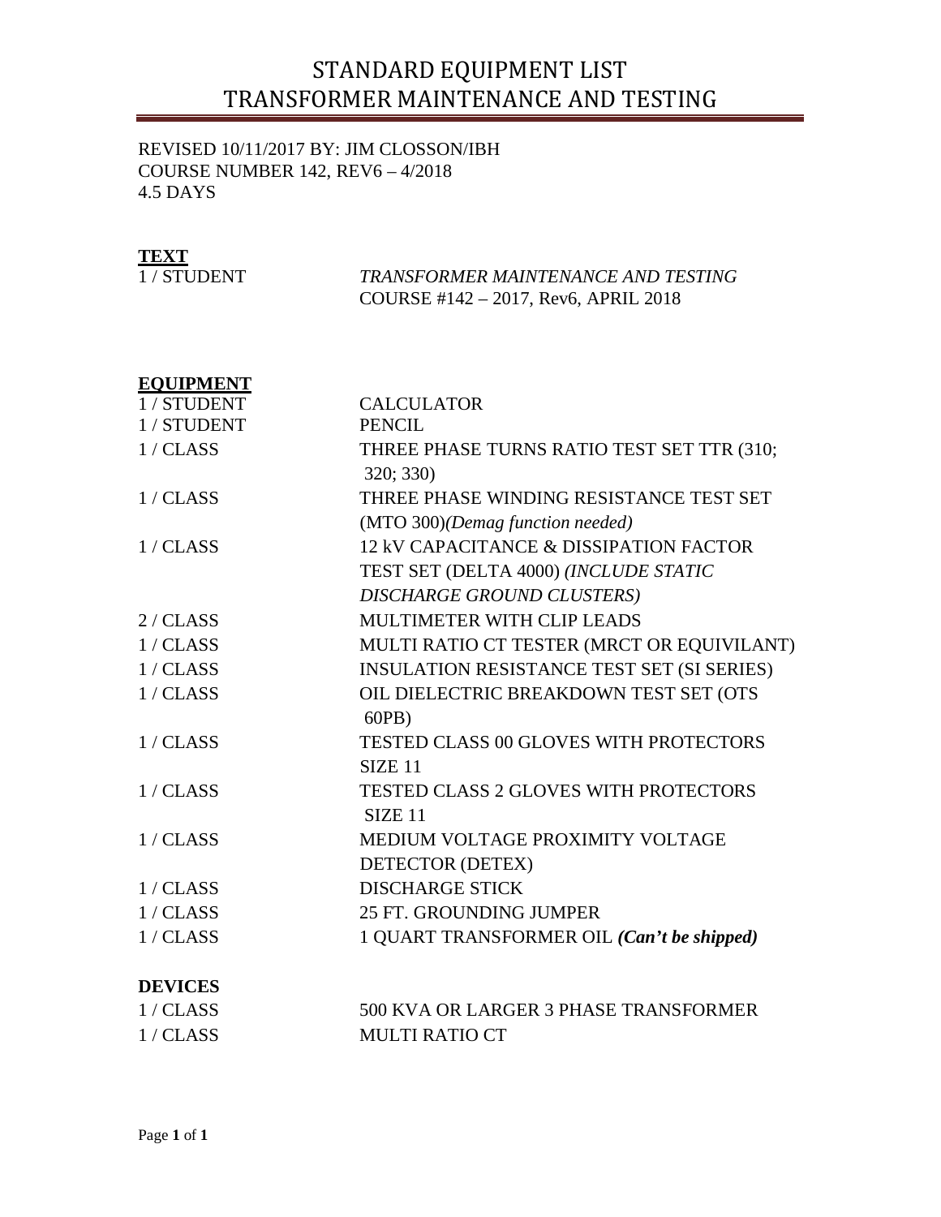# STANDARD EQUIPMENT LIST
# TRANSFORMER MAINTENANCE AND TESTING

REVISED 10/11/2017 BY: JIM CLOSSON/IBH
COURSE NUMBER 142, REV6 – 4/2018
4.5 DAYS

**TEXT**

| | |
|---|---|
| 1 / STUDENT | *TRANSFORMER MAINTENANCE AND TESTING* COURSE #142 – 2017, Rev6, APRIL 2018 |

**EQUIPMENT**

| | |
|---|---|
| 1 / STUDENT | CALCULATOR |
| 1 / STUDENT | PENCIL |
| 1 / CLASS | THREE PHASE TURNS RATIO TEST SET TTR (310; 320; 330) |
| 1 / CLASS | THREE PHASE WINDING RESISTANCE TEST SET (MTO 300)*(Demag function needed)* |
| 1 / CLASS | 12 kV CAPACITANCE & DISSIPATION FACTOR TEST SET (DELTA 4000) *(INCLUDE STATIC DISCHARGE GROUND CLUSTERS)* |
| 2 / CLASS | MULTIMETER WITH CLIP LEADS |
| 1 / CLASS | MULTI RATIO CT TESTER (MRCT OR EQUIVILANT) |
| 1 / CLASS | INSULATION RESISTANCE TEST SET (SI SERIES) |
| 1 / CLASS | OIL DIELECTRIC BREAKDOWN TEST SET (OTS 60PB) |
| 1 / CLASS | TESTED CLASS 00 GLOVES WITH PROTECTORS SIZE 11 |
| 1 / CLASS | TESTED CLASS 2 GLOVES WITH PROTECTORS SIZE 11 |
| 1 / CLASS | MEDIUM VOLTAGE PROXIMITY VOLTAGE DETECTOR (DETEX) |
| 1 / CLASS | DISCHARGE STICK |
| 1 / CLASS | 25 FT. GROUNDING JUMPER |
| 1 / CLASS | 1 QUART TRANSFORMER OIL ***(Can't be shipped)*** |

**DEVICES**

| | |
|---|---|
| 1 / CLASS | 500 KVA OR LARGER 3 PHASE TRANSFORMER |
| 1 / CLASS | MULTI RATIO CT |